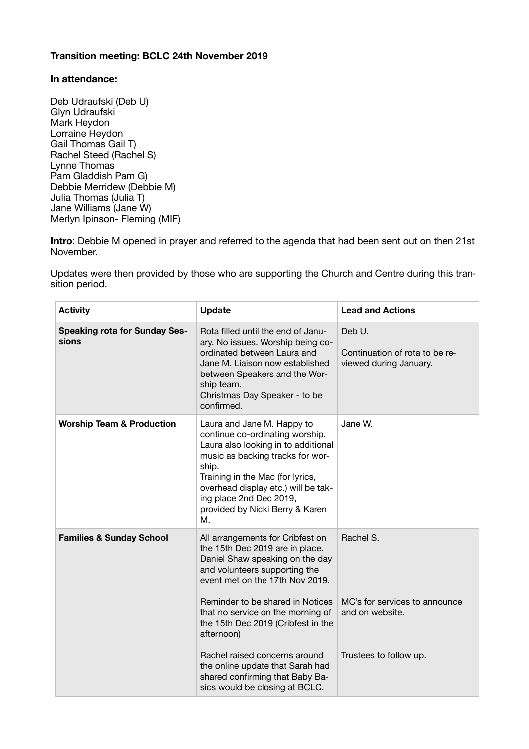**Transition meeting: BCLC 24th November 2019**

**In attendance:**

Deb Udraufski (Deb U)
Glyn Udraufski
Mark Heydon
Lorraine Heydon
Gail Thomas Gail T)
Rachel Steed (Rachel S)
Lynne Thomas
Pam Gladdish Pam G)
Debbie Merridew (Debbie M)
Julia Thomas (Julia T)
Jane Williams (Jane W)
Merlyn Ipinson- Fleming (MIF)

**Intro**: Debbie M opened in prayer and referred to the agenda that had been sent out on then 21st November.

Updates were then provided by those who are supporting the Church and Centre during this transition period.

| **Activity** | **Update** | **Lead and Actions** |
|---|---|---|
| **Speaking rota for Sunday Sessions** | Rota filled until the end of January. No issues. Worship being co-ordinated between Laura and Jane M. Liaison now established between Speakers and the Worship team.<br>Christmas Day Speaker - to be confirmed. | Deb U.<br><br>Continuation of rota to be reviewed during January. |
| **Worship Team & Production** | Laura and Jane M. Happy to continue co-ordinating worship. Laura also looking in to additional music as backing tracks for worship.<br>Training in the Mac (for lyrics, overhead display etc.) will be taking place 2nd Dec 2019, provided by Nicki Berry & Karen M. | Jane W. |
| **Families & Sunday School** | All arrangements for Cribfest on the 15th Dec 2019 are in place. Daniel Shaw speaking on the day and volunteers supporting the event met on the 17th Nov 2019.<br><br>Reminder to be shared in Notices that no service on the morning of the 15th Dec 2019 (Cribfest in the afternoon)<br><br>Rachel raised concerns around the online update that Sarah had shared confirming that Baby Basics would be closing at BCLC. | Rachel S.<br><br>MC's for services to announce and on website.<br><br>Trustees to follow up. |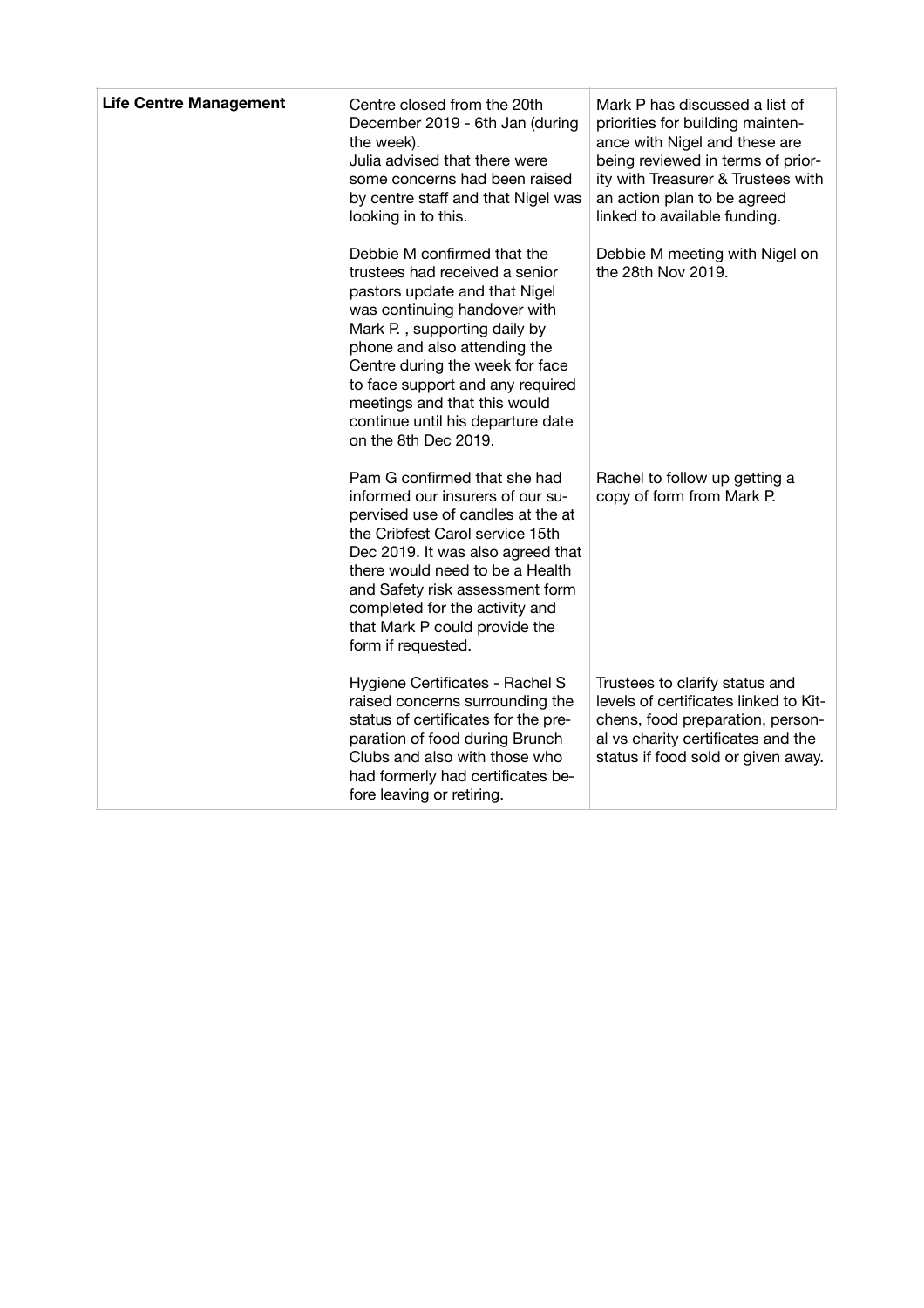| | | |
|---|---|---|
| **Life Centre Management** | Centre closed from the 20th December 2019 - 6th Jan (during the week).<br>Julia advised that there were some concerns had been raised by centre staff and that Nigel was looking in to this. | Mark P has discussed a list of priorities for building maintenance with Nigel and these are being reviewed in terms of priority with Treasurer & Trustees with an action plan to be agreed linked to available funding. |
| | Debbie M confirmed that the trustees had received a senior pastors update and that Nigel was continuing handover with Mark P. , supporting daily by phone and also attending the Centre during the week for face to face support and any required meetings and that this would continue until his departure date on the 8th Dec 2019. | Debbie M meeting with Nigel on the 28th Nov 2019. |
| | Pam G confirmed that she had informed our insurers of our supervised use of candles at the at the Cribfest Carol service 15th Dec 2019. It was also agreed that there would need to be a Health and Safety risk assessment form completed for the activity and that Mark P could provide the form if requested. | Rachel to follow up getting a copy of form from Mark P. |
| | Hygiene Certificates - Rachel S raised concerns surrounding the status of certificates for the preparation of food during Brunch Clubs and also with those who had formerly had certificates before leaving or retiring. | Trustees to clarify status and levels of certificates linked to Kitchens, food preparation, personal vs charity certificates and the status if food sold or given away. |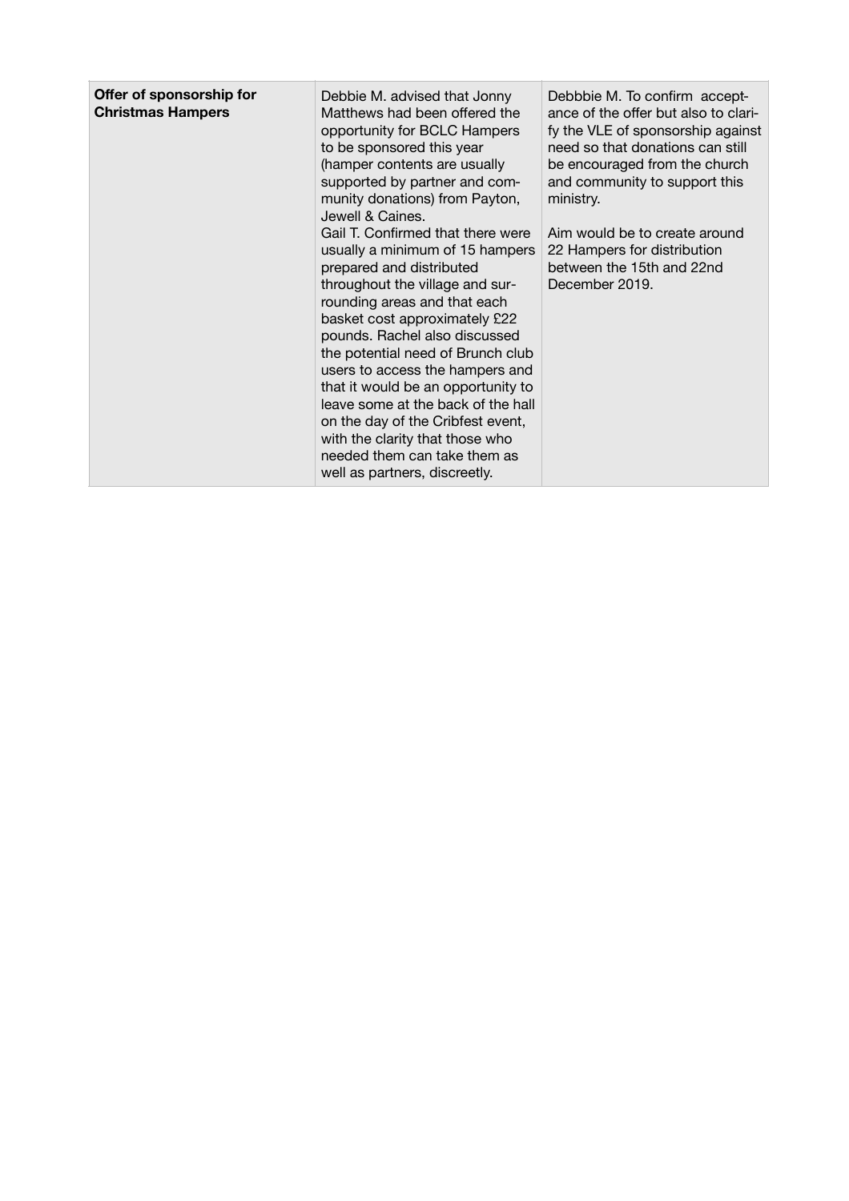| | | |
|---|---|---|
| **Offer of sponsorship for Christmas Hampers** | Debbie M. advised that Jonny Matthews had been offered the opportunity for BCLC Hampers to be sponsored this year (hamper contents are usually supported by partner and community donations) from Payton, Jewell & Caines.<br>Gail T. Confirmed that there were usually a minimum of 15 hampers prepared and distributed throughout the village and surrounding areas and that each basket cost approximately £22 pounds. Rachel also discussed the potential need of Brunch club users to access the hampers and that it would be an opportunity to leave some at the back of the hall on the day of the Cribfest event, with the clarity that those who needed them can take them as well as partners, discreetly. | Debbbie M. To confirm acceptance of the offer but also to clarify the VLE of sponsorship against need so that donations can still be encouraged from the church and community to support this ministry.<br><br>Aim would be to create around 22 Hampers for distribution between the 15th and 22nd December 2019. |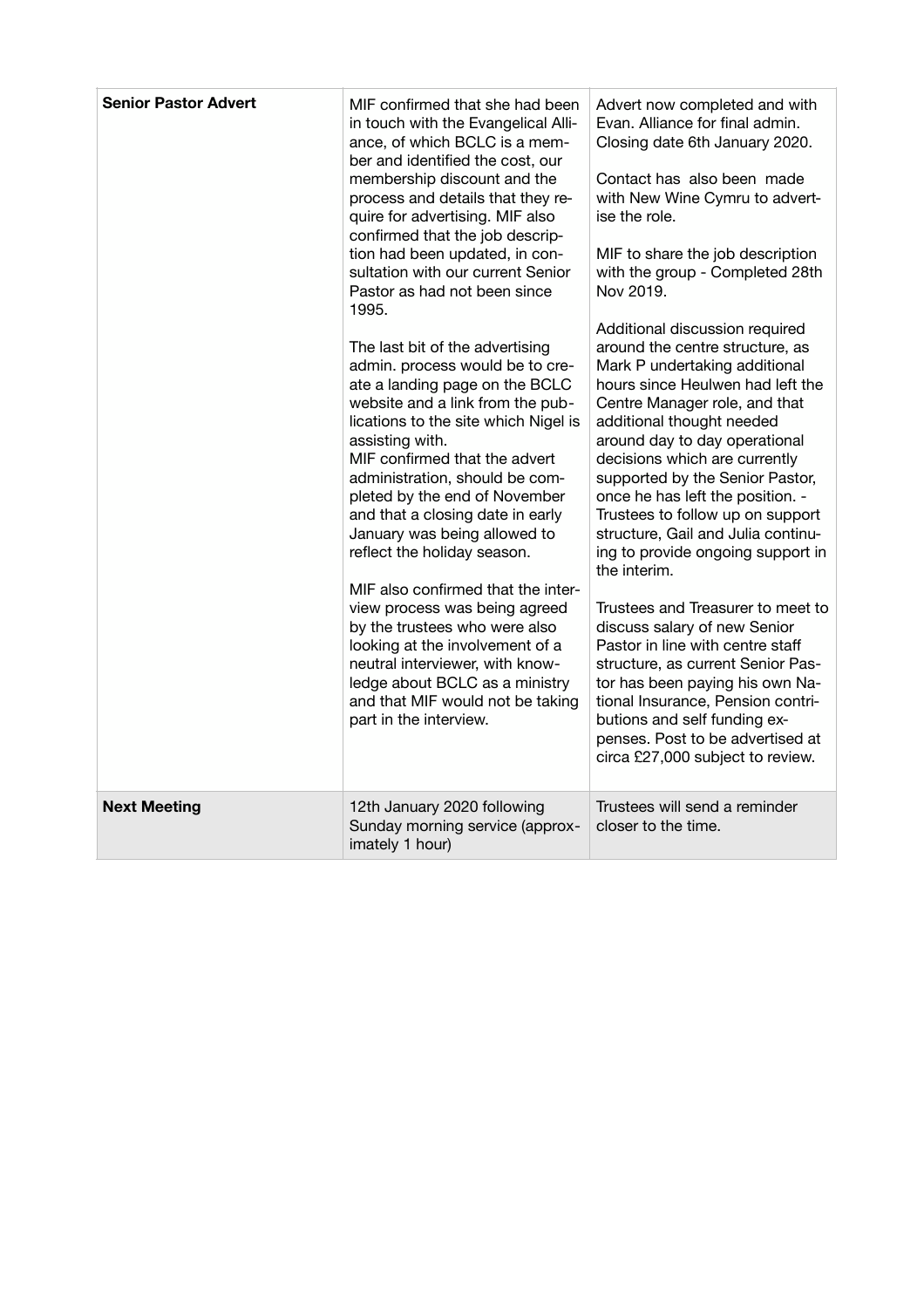| | | |
|---|---|---|
| **Senior Pastor Advert** | MIF confirmed that she had been in touch with the Evangelical Alliance, of which BCLC is a member and identified the cost, our membership discount and the process and details that they require for advertising. MIF also confirmed that the job description had been updated, in consultation with our current Senior Pastor as had not been since 1995.<br><br>The last bit of the advertising admin. process would be to create a landing page on the BCLC website and a link from the publications to the site which Nigel is assisting with.<br>MIF confirmed that the advert administration, should be completed by the end of November and that a closing date in early January was being allowed to reflect the holiday season.<br><br>MIF also confirmed that the interview process was being agreed by the trustees who were also looking at the involvement of a neutral interviewer, with knowledge about BCLC as a ministry and that MIF would not be taking part in the interview. | Advert now completed and with Evan. Alliance for final admin. Closing date 6th January 2020.<br><br>Contact has also been made with New Wine Cymru to advertise the role.<br><br>MIF to share the job description with the group - Completed 28th Nov 2019.<br><br>Additional discussion required around the centre structure, as Mark P undertaking additional hours since Heulwen had left the Centre Manager role, and that additional thought needed around day to day operational decisions which are currently supported by the Senior Pastor, once he has left the position. - Trustees to follow up on support structure, Gail and Julia continuing to provide ongoing support in the interim.<br><br>Trustees and Treasurer to meet to discuss salary of new Senior Pastor in line with centre staff structure, as current Senior Pastor has been paying his own National Insurance, Pension contributions and self funding expenses. Post to be advertised at circa £27,000 subject to review. |
| **Next Meeting** | 12th January 2020 following Sunday morning service (approximately 1 hour) | Trustees will send a reminder closer to the time. |